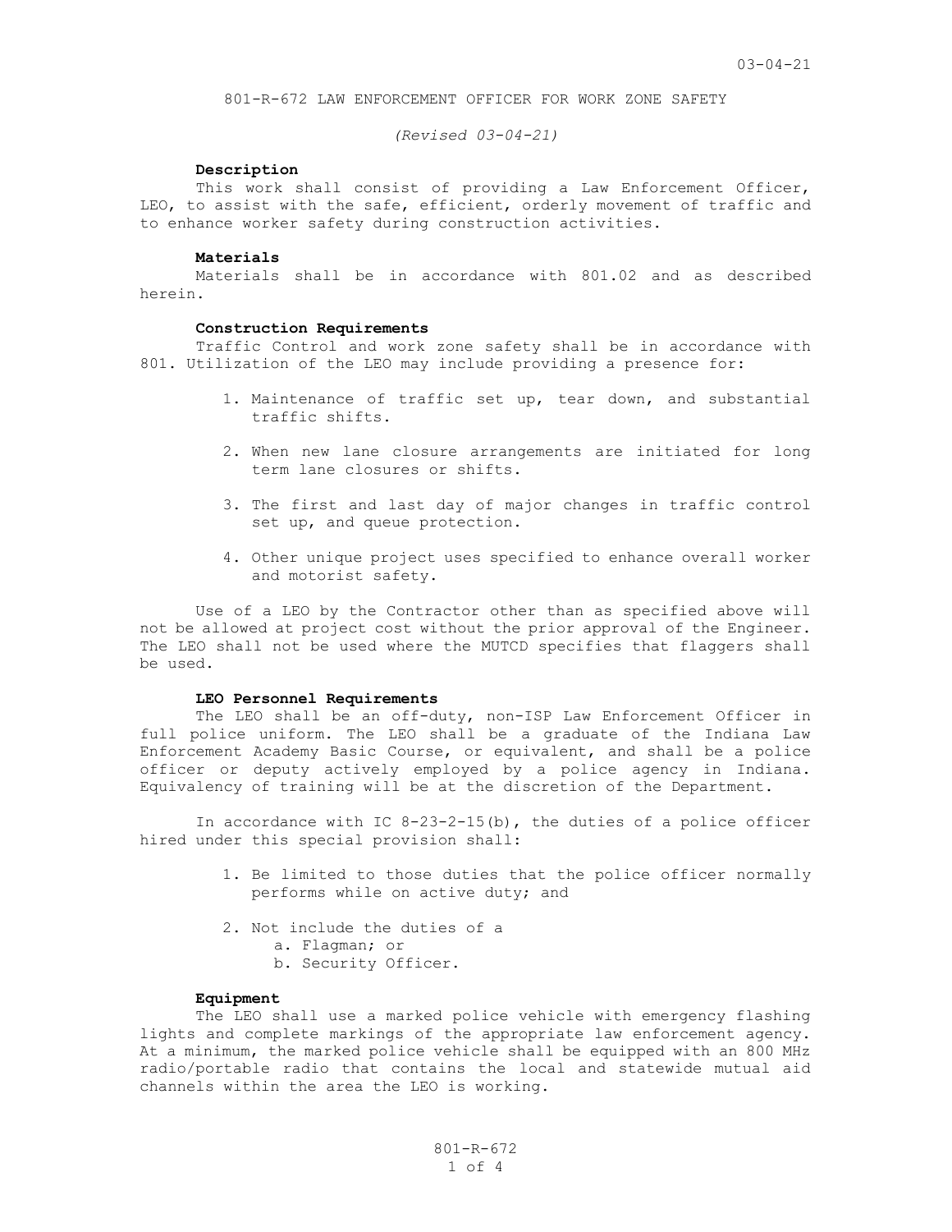# 801-R-672 LAW ENFORCEMENT OFFICER FOR WORK ZONE SAFETY

*(Revised 03-04-21)*

**Description**

This work shall consist of providing a Law Enforcement Officer, LEO, to assist with the safe, efficient, orderly movement of traffic and to enhance worker safety during construction activities.

**Materials**

Materials shall be in accordance with 801.02 and as described herein.

**Construction Requirements**

Traffic Control and work zone safety shall be in accordance with 801. Utilization of the LEO may include providing a presence for:

1. Maintenance of traffic set up, tear down, and substantial traffic shifts.
2. When new lane closure arrangements are initiated for long term lane closures or shifts.
3. The first and last day of major changes in traffic control set up, and queue protection.
4. Other unique project uses specified to enhance overall worker and motorist safety.

Use of a LEO by the Contractor other than as specified above will not be allowed at project cost without the prior approval of the Engineer. The LEO shall not be used where the MUTCD specifies that flaggers shall be used.

**LEO Personnel Requirements**

The LEO shall be an off-duty, non-ISP Law Enforcement Officer in full police uniform. The LEO shall be a graduate of the Indiana Law Enforcement Academy Basic Course, or equivalent, and shall be a police officer or deputy actively employed by a police agency in Indiana. Equivalency of training will be at the discretion of the Department.

In accordance with IC 8-23-2-15(b), the duties of a police officer hired under this special provision shall:

1. Be limited to those duties that the police officer normally performs while on active duty; and
2. Not include the duties of a
   a. Flagman; or
   b. Security Officer.

**Equipment**

The LEO shall use a marked police vehicle with emergency flashing lights and complete markings of the appropriate law enforcement agency. At a minimum, the marked police vehicle shall be equipped with an 800 MHz radio/portable radio that contains the local and statewide mutual aid channels within the area the LEO is working.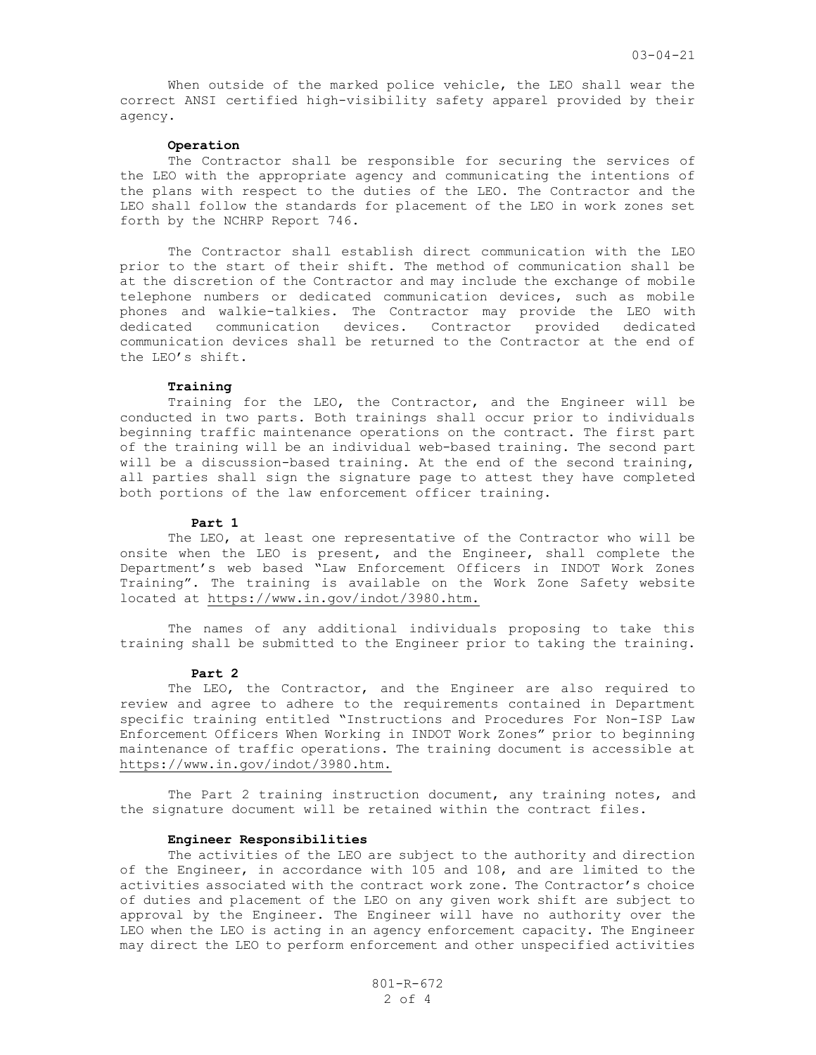When outside of the marked police vehicle, the LEO shall wear the correct ANSI certified high-visibility safety apparel provided by their agency.

**Operation**

The Contractor shall be responsible for securing the services of the LEO with the appropriate agency and communicating the intentions of the plans with respect to the duties of the LEO. The Contractor and the LEO shall follow the standards for placement of the LEO in work zones set forth by the NCHRP Report 746.

The Contractor shall establish direct communication with the LEO prior to the start of their shift. The method of communication shall be at the discretion of the Contractor and may include the exchange of mobile telephone numbers or dedicated communication devices, such as mobile phones and walkie-talkies. The Contractor may provide the LEO with dedicated communication devices. Contractor provided dedicated communication devices shall be returned to the Contractor at the end of the LEO's shift.

**Training**

Training for the LEO, the Contractor, and the Engineer will be conducted in two parts. Both trainings shall occur prior to individuals beginning traffic maintenance operations on the contract. The first part of the training will be an individual web-based training. The second part will be a discussion-based training. At the end of the second training, all parties shall sign the signature page to attest they have completed both portions of the law enforcement officer training.

**Part 1**

The LEO, at least one representative of the Contractor who will be onsite when the LEO is present, and the Engineer, shall complete the Department's web based "Law Enforcement Officers in INDOT Work Zones Training". The training is available on the Work Zone Safety website located at https://www.in.gov/indot/3980.htm.

The names of any additional individuals proposing to take this training shall be submitted to the Engineer prior to taking the training.

**Part 2**

The LEO, the Contractor, and the Engineer are also required to review and agree to adhere to the requirements contained in Department specific training entitled "Instructions and Procedures For Non-ISP Law Enforcement Officers When Working in INDOT Work Zones" prior to beginning maintenance of traffic operations. The training document is accessible at https://www.in.gov/indot/3980.htm.

The Part 2 training instruction document, any training notes, and the signature document will be retained within the contract files.

**Engineer Responsibilities**

The activities of the LEO are subject to the authority and direction of the Engineer, in accordance with 105 and 108, and are limited to the activities associated with the contract work zone. The Contractor's choice of duties and placement of the LEO on any given work shift are subject to approval by the Engineer. The Engineer will have no authority over the LEO when the LEO is acting in an agency enforcement capacity. The Engineer may direct the LEO to perform enforcement and other unspecified activities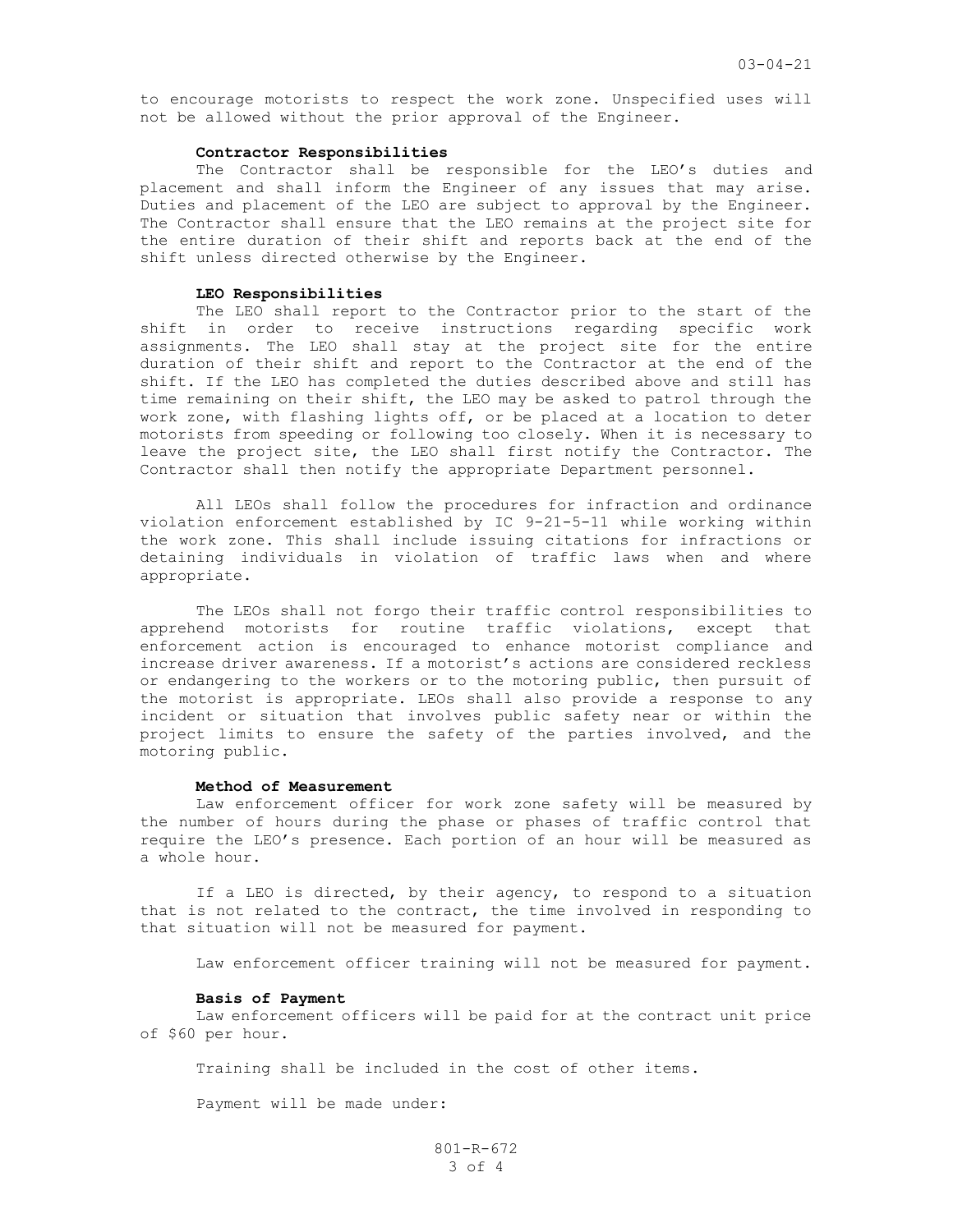to encourage motorists to respect the work zone. Unspecified uses will not be allowed without the prior approval of the Engineer.

**Contractor Responsibilities**

The Contractor shall be responsible for the LEO's duties and placement and shall inform the Engineer of any issues that may arise. Duties and placement of the LEO are subject to approval by the Engineer. The Contractor shall ensure that the LEO remains at the project site for the entire duration of their shift and reports back at the end of the shift unless directed otherwise by the Engineer.

**LEO Responsibilities**

The LEO shall report to the Contractor prior to the start of the shift in order to receive instructions regarding specific work assignments. The LEO shall stay at the project site for the entire duration of their shift and report to the Contractor at the end of the shift. If the LEO has completed the duties described above and still has time remaining on their shift, the LEO may be asked to patrol through the work zone, with flashing lights off, or be placed at a location to deter motorists from speeding or following too closely. When it is necessary to leave the project site, the LEO shall first notify the Contractor. The Contractor shall then notify the appropriate Department personnel.

All LEOs shall follow the procedures for infraction and ordinance violation enforcement established by IC 9-21-5-11 while working within the work zone. This shall include issuing citations for infractions or detaining individuals in violation of traffic laws when and where appropriate.

The LEOs shall not forgo their traffic control responsibilities to apprehend motorists for routine traffic violations, except that enforcement action is encouraged to enhance motorist compliance and increase driver awareness. If a motorist's actions are considered reckless or endangering to the workers or to the motoring public, then pursuit of the motorist is appropriate. LEOs shall also provide a response to any incident or situation that involves public safety near or within the project limits to ensure the safety of the parties involved, and the motoring public.

**Method of Measurement**

Law enforcement officer for work zone safety will be measured by the number of hours during the phase or phases of traffic control that require the LEO's presence. Each portion of an hour will be measured as a whole hour.

If a LEO is directed, by their agency, to respond to a situation that is not related to the contract, the time involved in responding to that situation will not be measured for payment.

Law enforcement officer training will not be measured for payment.

**Basis of Payment**

Law enforcement officers will be paid for at the contract unit price of $60 per hour.

Training shall be included in the cost of other items.

Payment will be made under: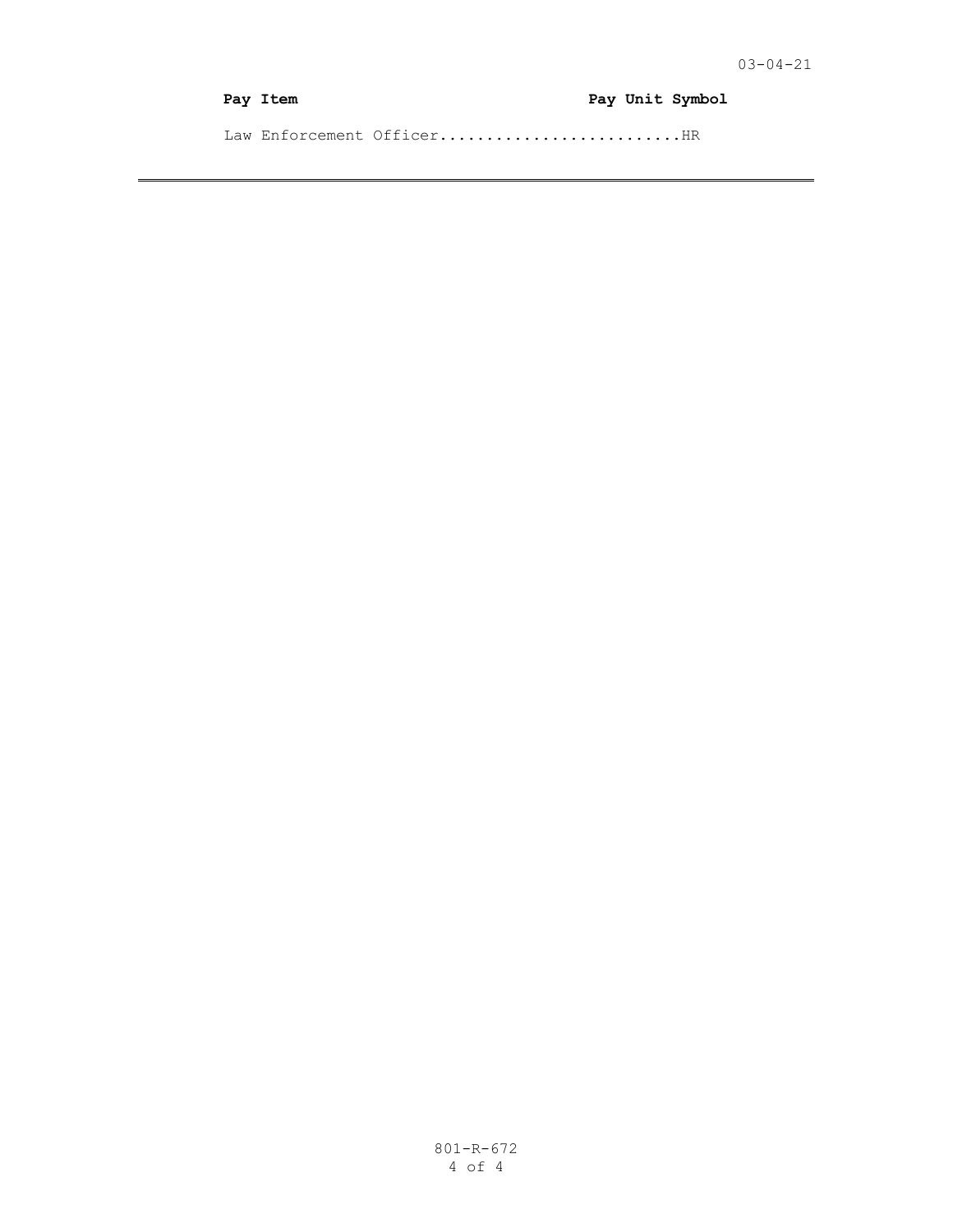| **Pay Item** | **Pay Unit Symbol** |
| --- | --- |
| Law Enforcement Officer.......................... | HR |